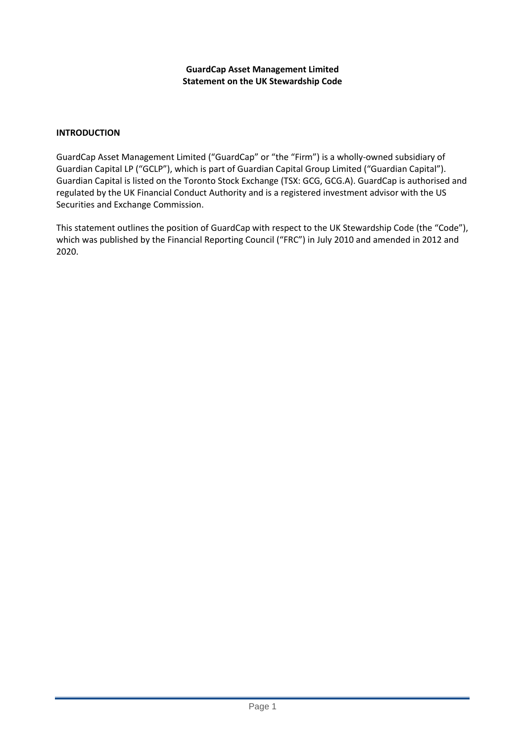**GuardCap Asset Management Limited**
**Statement on the UK Stewardship Code**

## INTRODUCTION

GuardCap Asset Management Limited ("GuardCap" or "the "Firm") is a wholly-owned subsidiary of Guardian Capital LP ("GCLP"), which is part of Guardian Capital Group Limited ("Guardian Capital"). Guardian Capital is listed on the Toronto Stock Exchange (TSX: GCG, GCG.A). GuardCap is authorised and regulated by the UK Financial Conduct Authority and is a registered investment advisor with the US Securities and Exchange Commission.

This statement outlines the position of GuardCap with respect to the UK Stewardship Code (the "Code"), which was published by the Financial Reporting Council ("FRC") in July 2010 and amended in 2012 and 2020.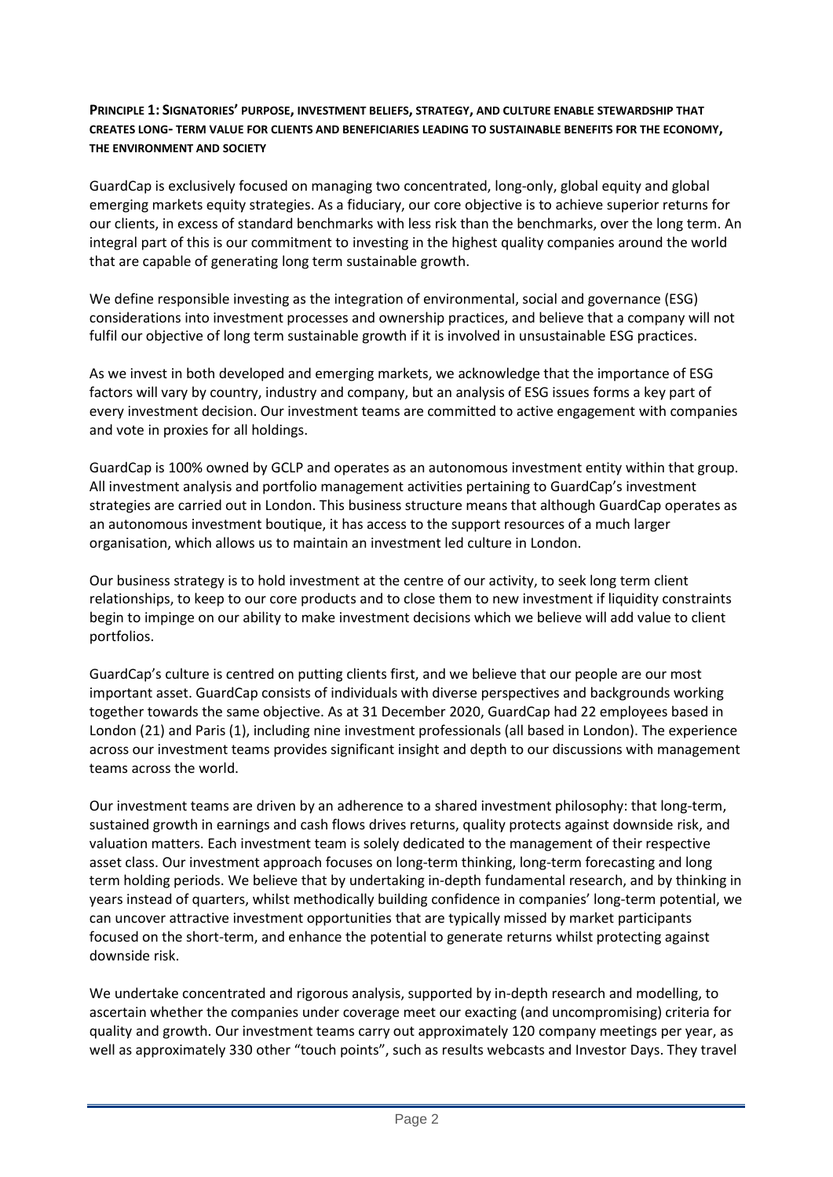## Principle 1: Signatories' purpose, investment beliefs, strategy, and culture enable stewardship that creates long- term value for clients and beneficiaries leading to sustainable benefits for the economy, the environment and society

GuardCap is exclusively focused on managing two concentrated, long-only, global equity and global emerging markets equity strategies. As a fiduciary, our core objective is to achieve superior returns for our clients, in excess of standard benchmarks with less risk than the benchmarks, over the long term. An integral part of this is our commitment to investing in the highest quality companies around the world that are capable of generating long term sustainable growth.

We define responsible investing as the integration of environmental, social and governance (ESG) considerations into investment processes and ownership practices, and believe that a company will not fulfil our objective of long term sustainable growth if it is involved in unsustainable ESG practices.

As we invest in both developed and emerging markets, we acknowledge that the importance of ESG factors will vary by country, industry and company, but an analysis of ESG issues forms a key part of every investment decision. Our investment teams are committed to active engagement with companies and vote in proxies for all holdings.

GuardCap is 100% owned by GCLP and operates as an autonomous investment entity within that group. All investment analysis and portfolio management activities pertaining to GuardCap's investment strategies are carried out in London. This business structure means that although GuardCap operates as an autonomous investment boutique, it has access to the support resources of a much larger organisation, which allows us to maintain an investment led culture in London.

Our business strategy is to hold investment at the centre of our activity, to seek long term client relationships, to keep to our core products and to close them to new investment if liquidity constraints begin to impinge on our ability to make investment decisions which we believe will add value to client portfolios.

GuardCap's culture is centred on putting clients first, and we believe that our people are our most important asset. GuardCap consists of individuals with diverse perspectives and backgrounds working together towards the same objective. As at 31 December 2020, GuardCap had 22 employees based in London (21) and Paris (1), including nine investment professionals (all based in London). The experience across our investment teams provides significant insight and depth to our discussions with management teams across the world.

Our investment teams are driven by an adherence to a shared investment philosophy: that long-term, sustained growth in earnings and cash flows drives returns, quality protects against downside risk, and valuation matters. Each investment team is solely dedicated to the management of their respective asset class. Our investment approach focuses on long-term thinking, long-term forecasting and long term holding periods. We believe that by undertaking in-depth fundamental research, and by thinking in years instead of quarters, whilst methodically building confidence in companies' long-term potential, we can uncover attractive investment opportunities that are typically missed by market participants focused on the short-term, and enhance the potential to generate returns whilst protecting against downside risk.

We undertake concentrated and rigorous analysis, supported by in-depth research and modelling, to ascertain whether the companies under coverage meet our exacting (and uncompromising) criteria for quality and growth. Our investment teams carry out approximately 120 company meetings per year, as well as approximately 330 other "touch points", such as results webcasts and Investor Days. They travel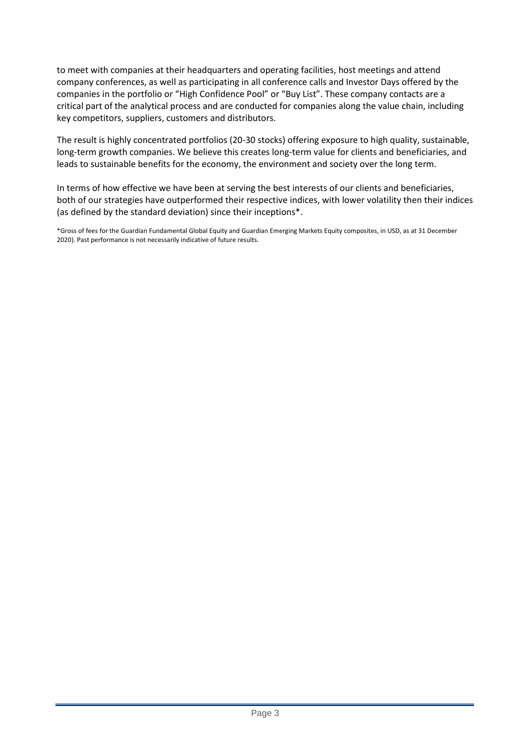to meet with companies at their headquarters and operating facilities, host meetings and attend company conferences, as well as participating in all conference calls and Investor Days offered by the companies in the portfolio or "High Confidence Pool" or "Buy List". These company contacts are a critical part of the analytical process and are conducted for companies along the value chain, including key competitors, suppliers, customers and distributors.

The result is highly concentrated portfolios (20-30 stocks) offering exposure to high quality, sustainable, long-term growth companies. We believe this creates long-term value for clients and beneficiaries, and leads to sustainable benefits for the economy, the environment and society over the long term.

In terms of how effective we have been at serving the best interests of our clients and beneficiaries, both of our strategies have outperformed their respective indices, with lower volatility then their indices (as defined by the standard deviation) since their inceptions*.

*Gross of fees for the Guardian Fundamental Global Equity and Guardian Emerging Markets Equity composites, in USD, as at 31 December 2020). Past performance is not necessarily indicative of future results.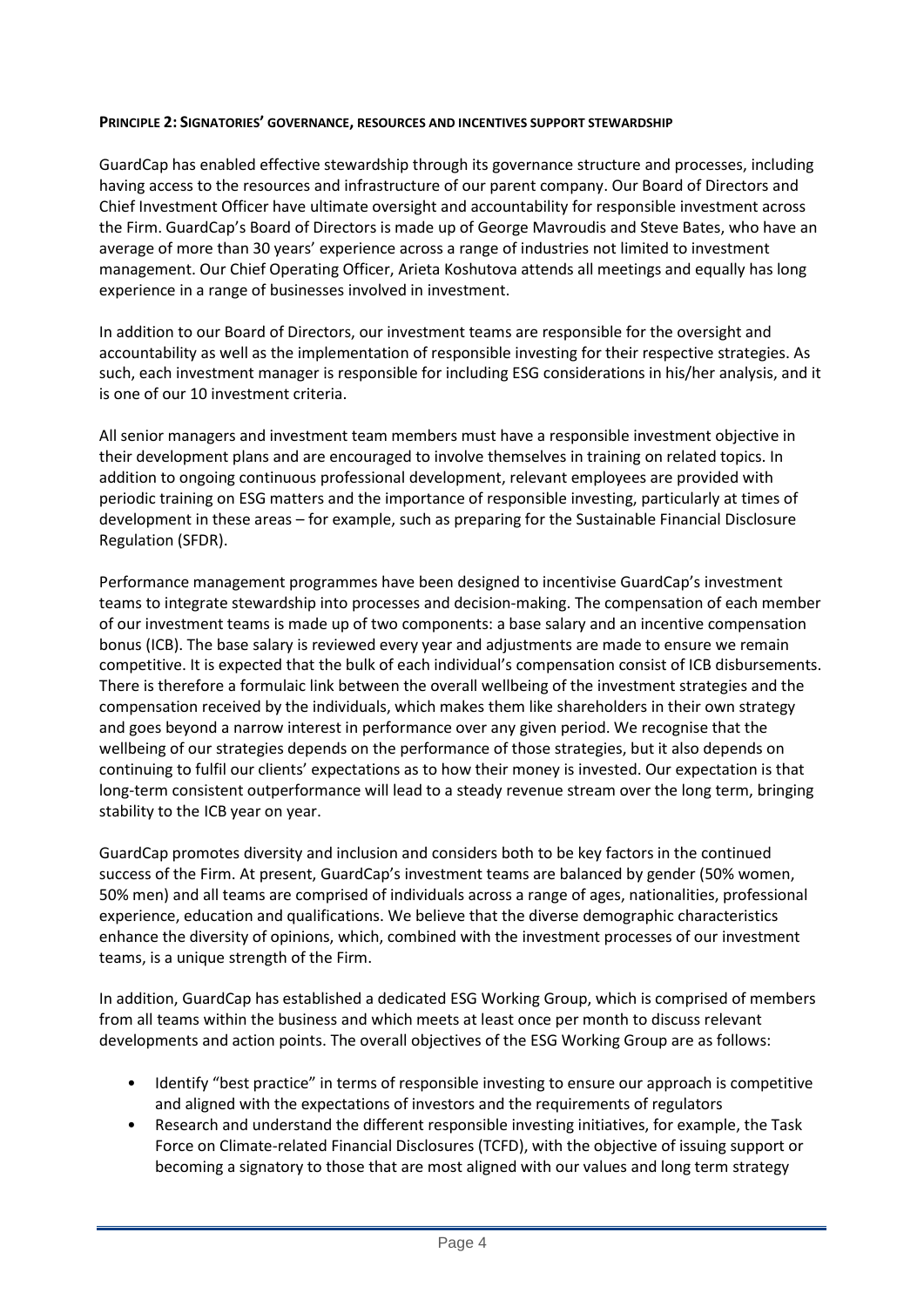**PRINCIPLE 2: SIGNATORIES' GOVERNANCE, RESOURCES AND INCENTIVES SUPPORT STEWARDSHIP**

GuardCap has enabled effective stewardship through its governance structure and processes, including having access to the resources and infrastructure of our parent company. Our Board of Directors and Chief Investment Officer have ultimate oversight and accountability for responsible investment across the Firm. GuardCap's Board of Directors is made up of George Mavroudis and Steve Bates, who have an average of more than 30 years' experience across a range of industries not limited to investment management. Our Chief Operating Officer, Arieta Koshutova attends all meetings and equally has long experience in a range of businesses involved in investment.

In addition to our Board of Directors, our investment teams are responsible for the oversight and accountability as well as the implementation of responsible investing for their respective strategies. As such, each investment manager is responsible for including ESG considerations in his/her analysis, and it is one of our 10 investment criteria.

All senior managers and investment team members must have a responsible investment objective in their development plans and are encouraged to involve themselves in training on related topics. In addition to ongoing continuous professional development, relevant employees are provided with periodic training on ESG matters and the importance of responsible investing, particularly at times of development in these areas – for example, such as preparing for the Sustainable Financial Disclosure Regulation (SFDR).

Performance management programmes have been designed to incentivise GuardCap's investment teams to integrate stewardship into processes and decision-making. The compensation of each member of our investment teams is made up of two components: a base salary and an incentive compensation bonus (ICB). The base salary is reviewed every year and adjustments are made to ensure we remain competitive. It is expected that the bulk of each individual's compensation consist of ICB disbursements. There is therefore a formulaic link between the overall wellbeing of the investment strategies and the compensation received by the individuals, which makes them like shareholders in their own strategy and goes beyond a narrow interest in performance over any given period. We recognise that the wellbeing of our strategies depends on the performance of those strategies, but it also depends on continuing to fulfil our clients' expectations as to how their money is invested. Our expectation is that long-term consistent outperformance will lead to a steady revenue stream over the long term, bringing stability to the ICB year on year.

GuardCap promotes diversity and inclusion and considers both to be key factors in the continued success of the Firm. At present, GuardCap's investment teams are balanced by gender (50% women, 50% men) and all teams are comprised of individuals across a range of ages, nationalities, professional experience, education and qualifications. We believe that the diverse demographic characteristics enhance the diversity of opinions, which, combined with the investment processes of our investment teams, is a unique strength of the Firm.

In addition, GuardCap has established a dedicated ESG Working Group, which is comprised of members from all teams within the business and which meets at least once per month to discuss relevant developments and action points. The overall objectives of the ESG Working Group are as follows:

- Identify "best practice" in terms of responsible investing to ensure our approach is competitive and aligned with the expectations of investors and the requirements of regulators
- Research and understand the different responsible investing initiatives, for example, the Task Force on Climate-related Financial Disclosures (TCFD), with the objective of issuing support or becoming a signatory to those that are most aligned with our values and long term strategy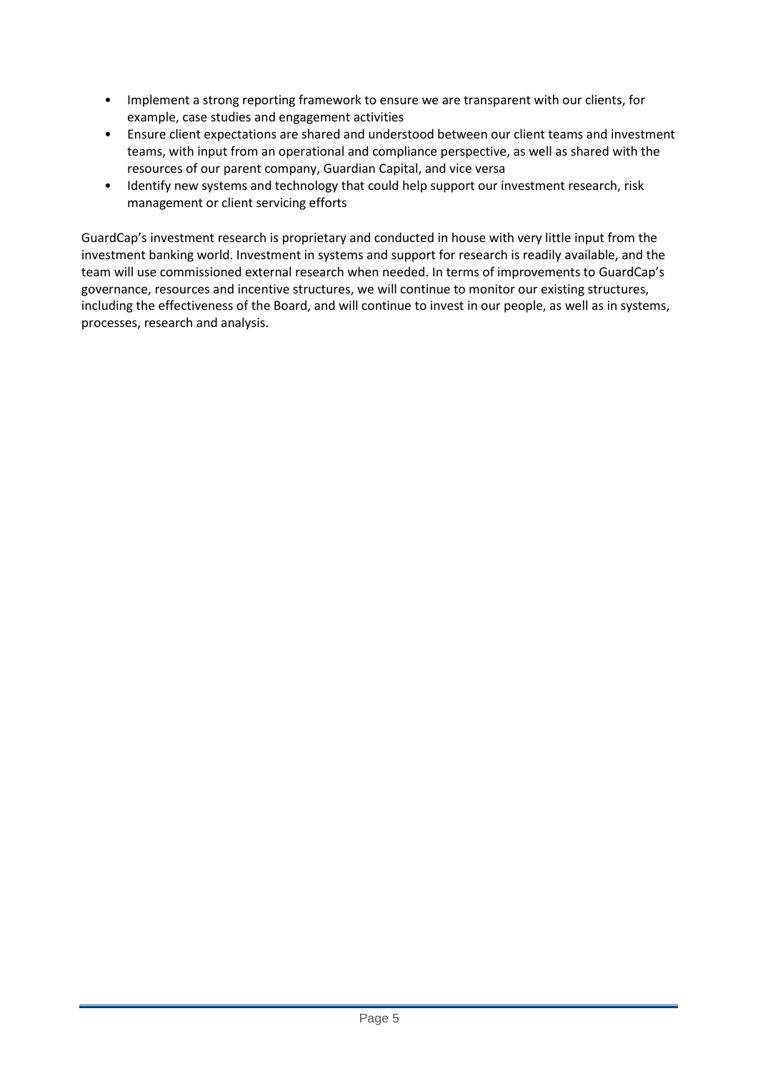- Implement a strong reporting framework to ensure we are transparent with our clients, for example, case studies and engagement activities
- Ensure client expectations are shared and understood between our client teams and investment teams, with input from an operational and compliance perspective, as well as shared with the resources of our parent company, Guardian Capital, and vice versa
- Identify new systems and technology that could help support our investment research, risk management or client servicing efforts

GuardCap's investment research is proprietary and conducted in house with very little input from the investment banking world. Investment in systems and support for research is readily available, and the team will use commissioned external research when needed. In terms of improvements to GuardCap's governance, resources and incentive structures, we will continue to monitor our existing structures, including the effectiveness of the Board, and will continue to invest in our people, as well as in systems, processes, research and analysis.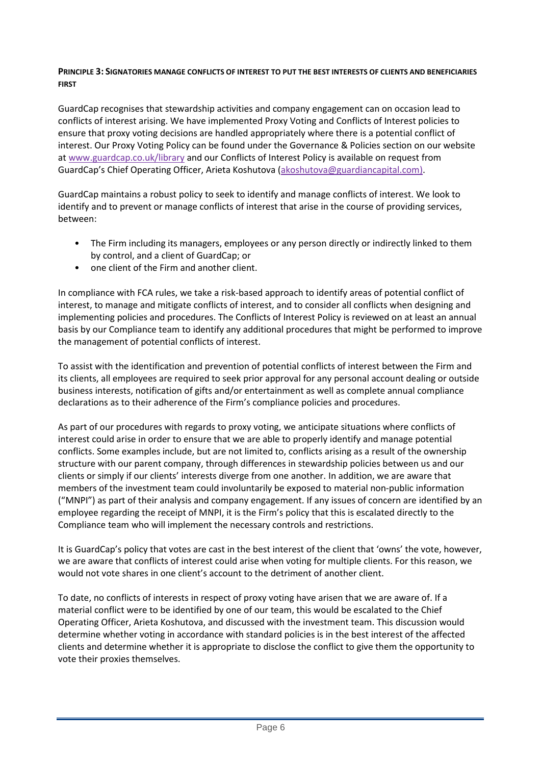**PRINCIPLE 3: SIGNATORIES MANAGE CONFLICTS OF INTEREST TO PUT THE BEST INTERESTS OF CLIENTS AND BENEFICIARIES FIRST**

GuardCap recognises that stewardship activities and company engagement can on occasion lead to conflicts of interest arising. We have implemented Proxy Voting and Conflicts of Interest policies to ensure that proxy voting decisions are handled appropriately where there is a potential conflict of interest. Our Proxy Voting Policy can be found under the Governance & Policies section on our website at www.guardcap.co.uk/library and our Conflicts of Interest Policy is available on request from GuardCap's Chief Operating Officer, Arieta Koshutova (akoshutova@guardiancapital.com).

GuardCap maintains a robust policy to seek to identify and manage conflicts of interest. We look to identify and to prevent or manage conflicts of interest that arise in the course of providing services, between:

- The Firm including its managers, employees or any person directly or indirectly linked to them by control, and a client of GuardCap; or
- one client of the Firm and another client.

In compliance with FCA rules, we take a risk-based approach to identify areas of potential conflict of interest, to manage and mitigate conflicts of interest, and to consider all conflicts when designing and implementing policies and procedures. The Conflicts of Interest Policy is reviewed on at least an annual basis by our Compliance team to identify any additional procedures that might be performed to improve the management of potential conflicts of interest.

To assist with the identification and prevention of potential conflicts of interest between the Firm and its clients, all employees are required to seek prior approval for any personal account dealing or outside business interests, notification of gifts and/or entertainment as well as complete annual compliance declarations as to their adherence of the Firm's compliance policies and procedures.

As part of our procedures with regards to proxy voting, we anticipate situations where conflicts of interest could arise in order to ensure that we are able to properly identify and manage potential conflicts. Some examples include, but are not limited to, conflicts arising as a result of the ownership structure with our parent company, through differences in stewardship policies between us and our clients or simply if our clients' interests diverge from one another. In addition, we are aware that members of the investment team could involuntarily be exposed to material non-public information ("MNPI") as part of their analysis and company engagement. If any issues of concern are identified by an employee regarding the receipt of MNPI, it is the Firm's policy that this is escalated directly to the Compliance team who will implement the necessary controls and restrictions.

It is GuardCap's policy that votes are cast in the best interest of the client that 'owns' the vote, however, we are aware that conflicts of interest could arise when voting for multiple clients. For this reason, we would not vote shares in one client's account to the detriment of another client.

To date, no conflicts of interests in respect of proxy voting have arisen that we are aware of. If a material conflict were to be identified by one of our team, this would be escalated to the Chief Operating Officer, Arieta Koshutova, and discussed with the investment team. This discussion would determine whether voting in accordance with standard policies is in the best interest of the affected clients and determine whether it is appropriate to disclose the conflict to give them the opportunity to vote their proxies themselves.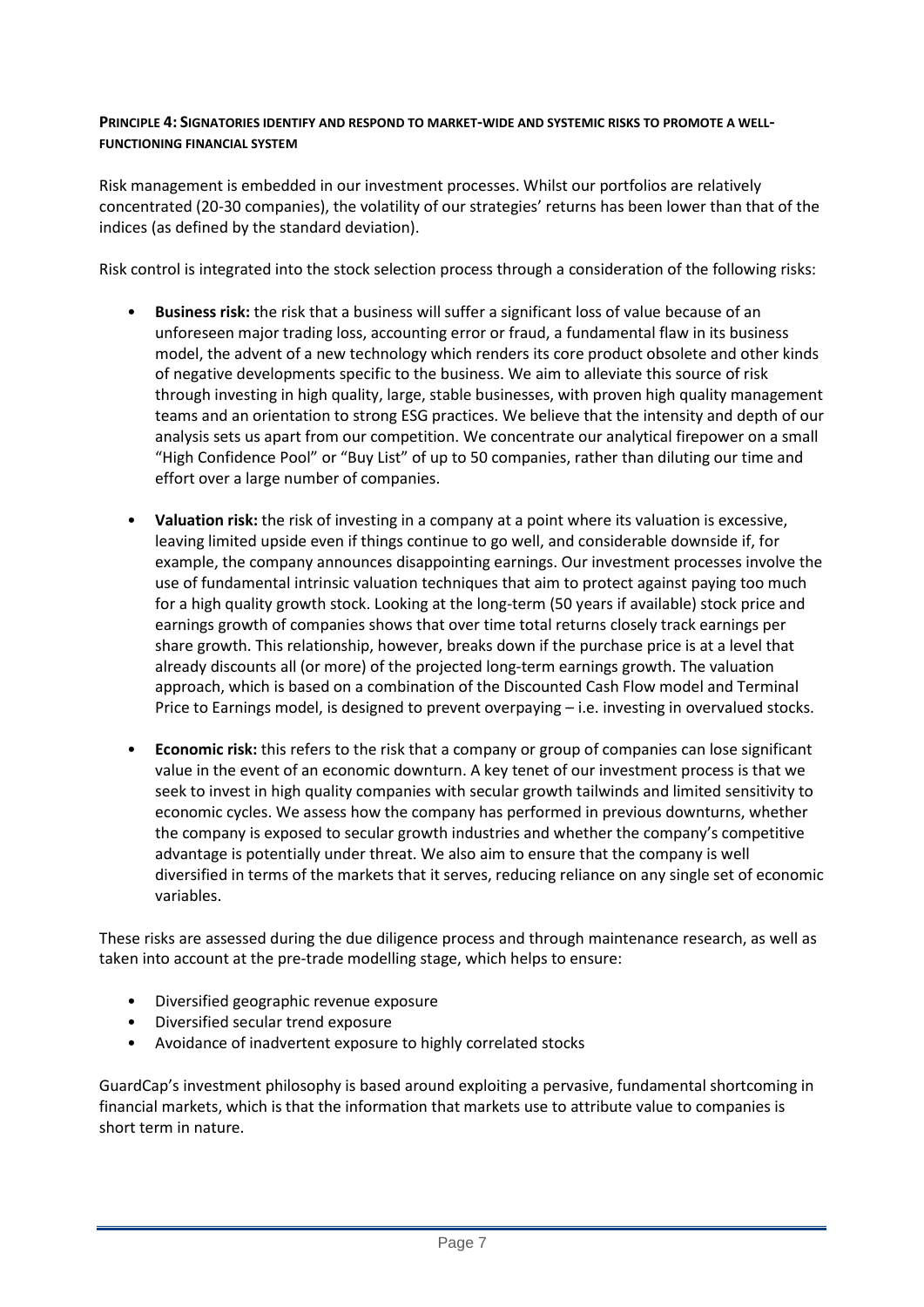**PRINCIPLE 4: SIGNATORIES IDENTIFY AND RESPOND TO MARKET-WIDE AND SYSTEMIC RISKS TO PROMOTE A WELL-FUNCTIONING FINANCIAL SYSTEM**

Risk management is embedded in our investment processes. Whilst our portfolios are relatively concentrated (20-30 companies), the volatility of our strategies' returns has been lower than that of the indices (as defined by the standard deviation).

Risk control is integrated into the stock selection process through a consideration of the following risks:

- **Business risk:** the risk that a business will suffer a significant loss of value because of an unforeseen major trading loss, accounting error or fraud, a fundamental flaw in its business model, the advent of a new technology which renders its core product obsolete and other kinds of negative developments specific to the business. We aim to alleviate this source of risk through investing in high quality, large, stable businesses, with proven high quality management teams and an orientation to strong ESG practices. We believe that the intensity and depth of our analysis sets us apart from our competition. We concentrate our analytical firepower on a small "High Confidence Pool" or "Buy List" of up to 50 companies, rather than diluting our time and effort over a large number of companies.

- **Valuation risk:** the risk of investing in a company at a point where its valuation is excessive, leaving limited upside even if things continue to go well, and considerable downside if, for example, the company announces disappointing earnings. Our investment processes involve the use of fundamental intrinsic valuation techniques that aim to protect against paying too much for a high quality growth stock. Looking at the long-term (50 years if available) stock price and earnings growth of companies shows that over time total returns closely track earnings per share growth. This relationship, however, breaks down if the purchase price is at a level that already discounts all (or more) of the projected long-term earnings growth. The valuation approach, which is based on a combination of the Discounted Cash Flow model and Terminal Price to Earnings model, is designed to prevent overpaying – i.e. investing in overvalued stocks.

- **Economic risk:** this refers to the risk that a company or group of companies can lose significant value in the event of an economic downturn. A key tenet of our investment process is that we seek to invest in high quality companies with secular growth tailwinds and limited sensitivity to economic cycles. We assess how the company has performed in previous downturns, whether the company is exposed to secular growth industries and whether the company's competitive advantage is potentially under threat. We also aim to ensure that the company is well diversified in terms of the markets that it serves, reducing reliance on any single set of economic variables.

These risks are assessed during the due diligence process and through maintenance research, as well as taken into account at the pre-trade modelling stage, which helps to ensure:

- Diversified geographic revenue exposure
- Diversified secular trend exposure
- Avoidance of inadvertent exposure to highly correlated stocks

GuardCap's investment philosophy is based around exploiting a pervasive, fundamental shortcoming in financial markets, which is that the information that markets use to attribute value to companies is short term in nature.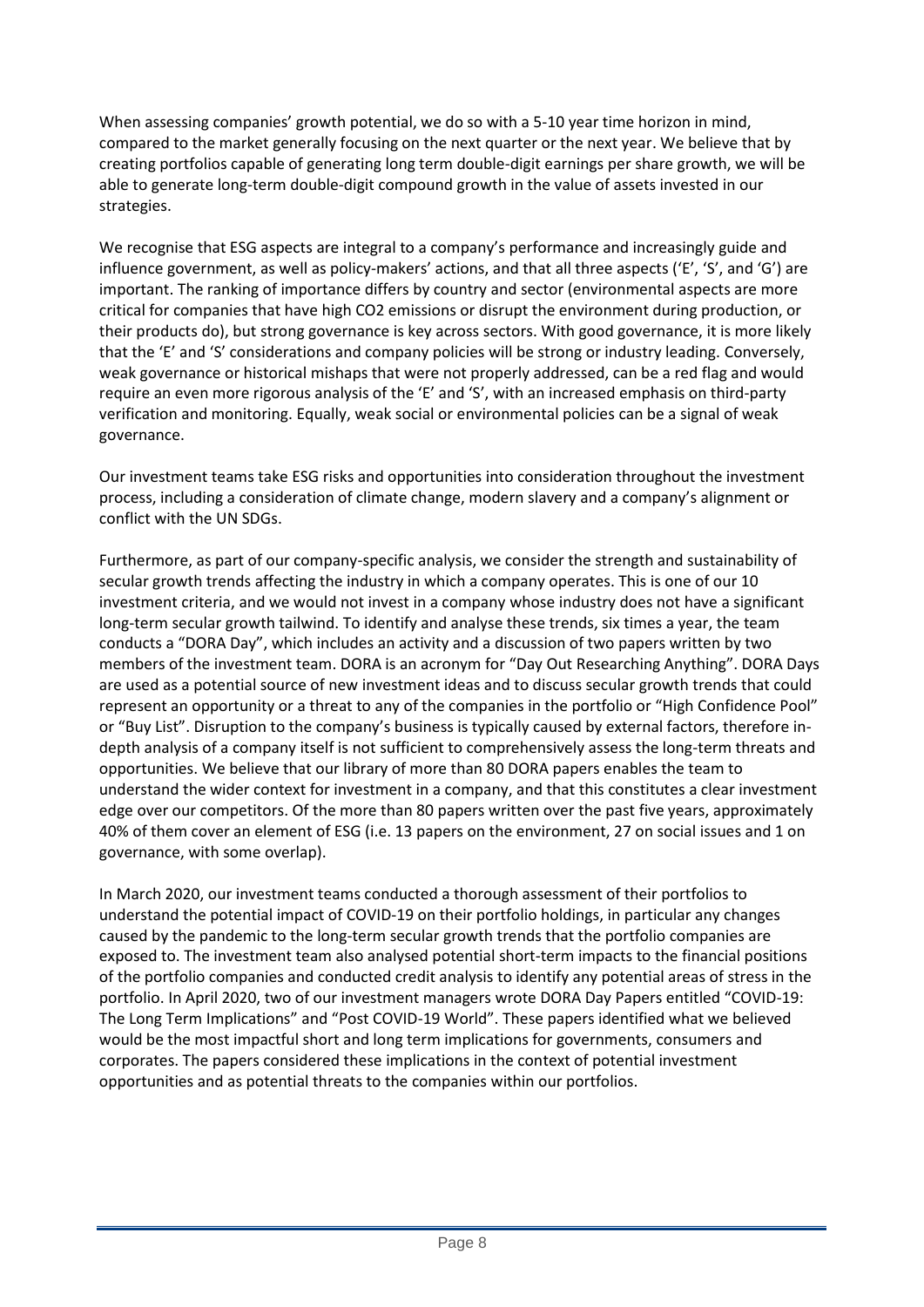When assessing companies' growth potential, we do so with a 5-10 year time horizon in mind, compared to the market generally focusing on the next quarter or the next year. We believe that by creating portfolios capable of generating long term double-digit earnings per share growth, we will be able to generate long-term double-digit compound growth in the value of assets invested in our strategies.

We recognise that ESG aspects are integral to a company's performance and increasingly guide and influence government, as well as policy-makers' actions, and that all three aspects ('E', 'S', and 'G') are important. The ranking of importance differs by country and sector (environmental aspects are more critical for companies that have high $CO_2$ emissions or disrupt the environment during production, or their products do), but strong governance is key across sectors. With good governance, it is more likely that the 'E' and 'S' considerations and company policies will be strong or industry leading. Conversely, weak governance or historical mishaps that were not properly addressed, can be a red flag and would require an even more rigorous analysis of the 'E' and 'S', with an increased emphasis on third-party verification and monitoring. Equally, weak social or environmental policies can be a signal of weak governance.

Our investment teams take ESG risks and opportunities into consideration throughout the investment process, including a consideration of climate change, modern slavery and a company's alignment or conflict with the UN SDGs.

Furthermore, as part of our company-specific analysis, we consider the strength and sustainability of secular growth trends affecting the industry in which a company operates. This is one of our 10 investment criteria, and we would not invest in a company whose industry does not have a significant long-term secular growth tailwind. To identify and analyse these trends, six times a year, the team conducts a "DORA Day", which includes an activity and a discussion of two papers written by two members of the investment team. DORA is an acronym for "Day Out Researching Anything". DORA Days are used as a potential source of new investment ideas and to discuss secular growth trends that could represent an opportunity or a threat to any of the companies in the portfolio or "High Confidence Pool" or "Buy List". Disruption to the company's business is typically caused by external factors, therefore in-depth analysis of a company itself is not sufficient to comprehensively assess the long-term threats and opportunities. We believe that our library of more than 80 DORA papers enables the team to understand the wider context for investment in a company, and that this constitutes a clear investment edge over our competitors. Of the more than 80 papers written over the past five years, approximately 40% of them cover an element of ESG (i.e. 13 papers on the environment, 27 on social issues and 1 on governance, with some overlap).

In March 2020, our investment teams conducted a thorough assessment of their portfolios to understand the potential impact of COVID-19 on their portfolio holdings, in particular any changes caused by the pandemic to the long-term secular growth trends that the portfolio companies are exposed to. The investment team also analysed potential short-term impacts to the financial positions of the portfolio companies and conducted credit analysis to identify any potential areas of stress in the portfolio. In April 2020, two of our investment managers wrote DORA Day Papers entitled "COVID-19: The Long Term Implications" and "Post COVID-19 World". These papers identified what we believed would be the most impactful short and long term implications for governments, consumers and corporates. The papers considered these implications in the context of potential investment opportunities and as potential threats to the companies within our portfolios.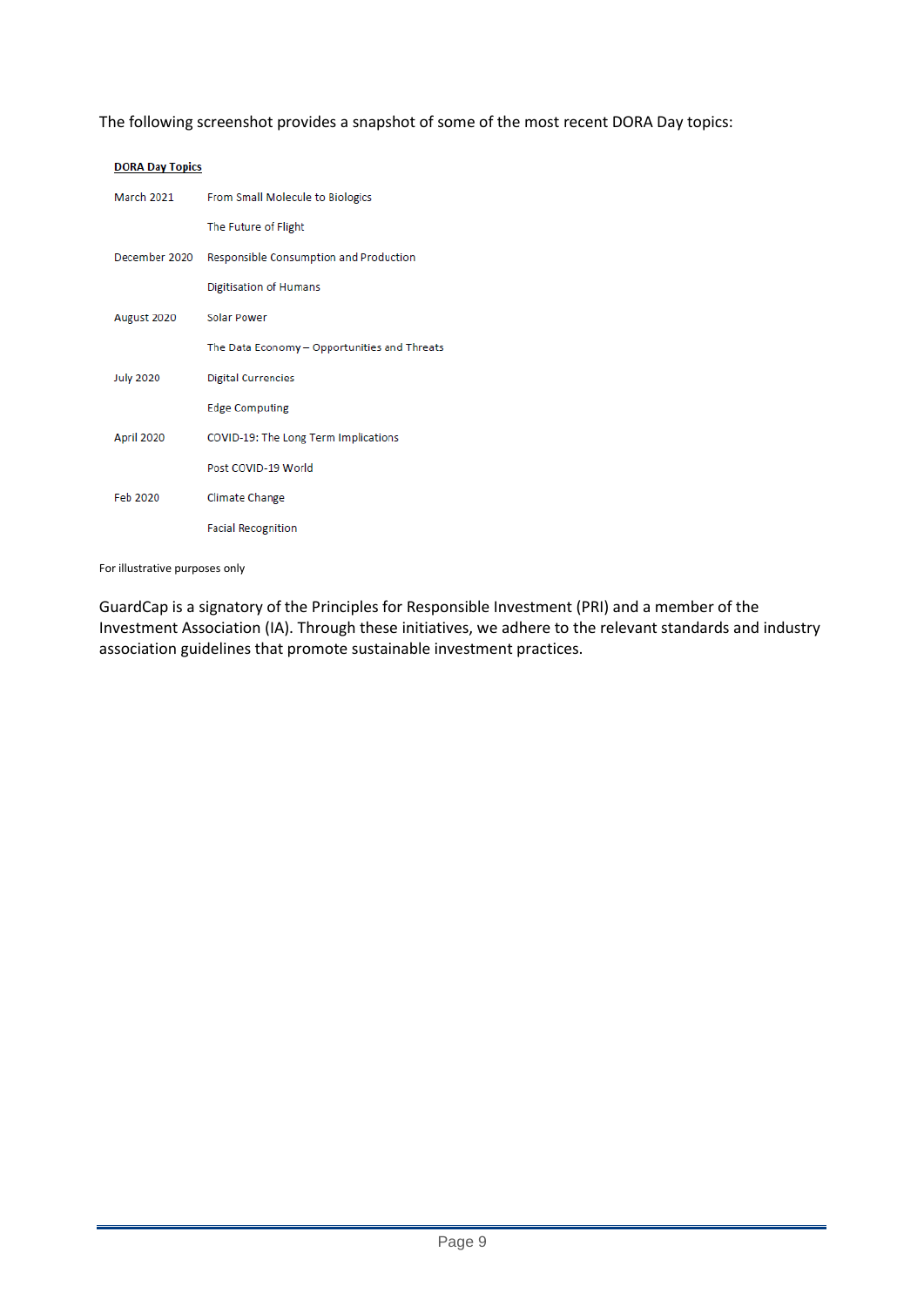The following screenshot provides a snapshot of some of the most recent DORA Day topics:

**DORA Day Topics**

| | |
|---|---|
| March 2021 | From Small Molecule to Biologics |
| | The Future of Flight |
| December 2020 | Responsible Consumption and Production |
| | Digitisation of Humans |
| August 2020 | Solar Power |
| | The Data Economy – Opportunities and Threats |
| July 2020 | Digital Currencies |
| | Edge Computing |
| April 2020 | COVID-19: The Long Term Implications |
| | Post COVID-19 World |
| Feb 2020 | Climate Change |
| | Facial Recognition |

For illustrative purposes only

GuardCap is a signatory of the Principles for Responsible Investment (PRI) and a member of the Investment Association (IA). Through these initiatives, we adhere to the relevant standards and industry association guidelines that promote sustainable investment practices.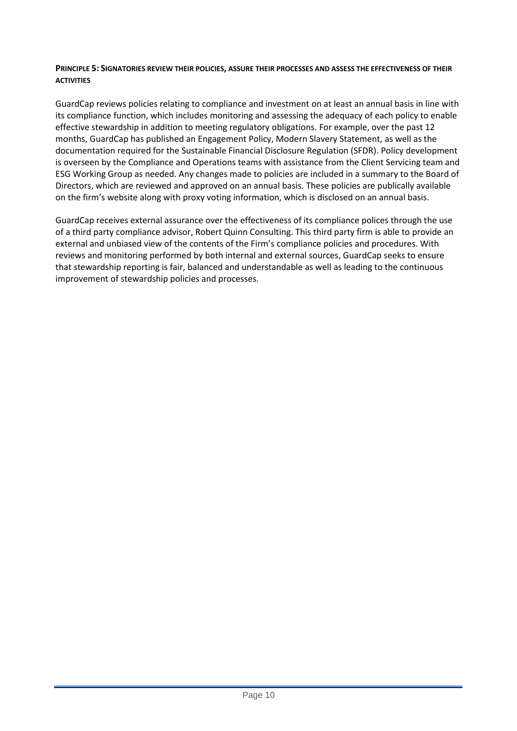**PRINCIPLE 5: SIGNATORIES REVIEW THEIR POLICIES, ASSURE THEIR PROCESSES AND ASSESS THE EFFECTIVENESS OF THEIR ACTIVITIES**

GuardCap reviews policies relating to compliance and investment on at least an annual basis in line with its compliance function, which includes monitoring and assessing the adequacy of each policy to enable effective stewardship in addition to meeting regulatory obligations. For example, over the past 12 months, GuardCap has published an Engagement Policy, Modern Slavery Statement, as well as the documentation required for the Sustainable Financial Disclosure Regulation (SFDR). Policy development is overseen by the Compliance and Operations teams with assistance from the Client Servicing team and ESG Working Group as needed. Any changes made to policies are included in a summary to the Board of Directors, which are reviewed and approved on an annual basis. These policies are publically available on the firm's website along with proxy voting information, which is disclosed on an annual basis.

GuardCap receives external assurance over the effectiveness of its compliance polices through the use of a third party compliance advisor, Robert Quinn Consulting. This third party firm is able to provide an external and unbiased view of the contents of the Firm's compliance policies and procedures. With reviews and monitoring performed by both internal and external sources, GuardCap seeks to ensure that stewardship reporting is fair, balanced and understandable as well as leading to the continuous improvement of stewardship policies and processes.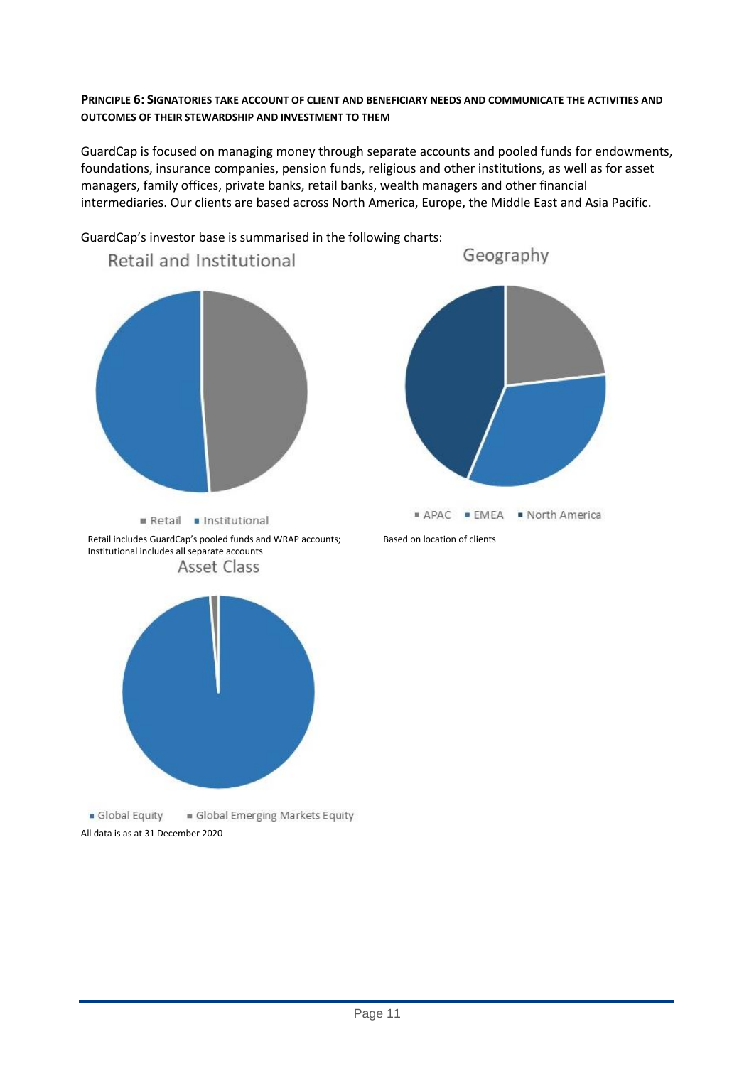**PRINCIPLE 6: SIGNATORIES TAKE ACCOUNT OF CLIENT AND BENEFICIARY NEEDS AND COMMUNICATE THE ACTIVITIES AND OUTCOMES OF THEIR STEWARDSHIP AND INVESTMENT TO THEM**

GuardCap is focused on managing money through separate accounts and pooled funds for endowments, foundations, insurance companies, pension funds, religious and other institutions, as well as for asset managers, family offices, private banks, retail banks, wealth managers and other financial intermediaries. Our clients are based across North America, Europe, the Middle East and Asia Pacific.

GuardCap's investor base is summarised in the following charts:

Retail and Institutional

Retail · Institutional

Retail includes GuardCap's pooled funds and WRAP accounts; Institutional includes all separate accounts

Geography

APAC · EMEA · North America

Based on location of clients

Asset Class

Global Equity · Global Emerging Markets Equity

All data is as at 31 December 2020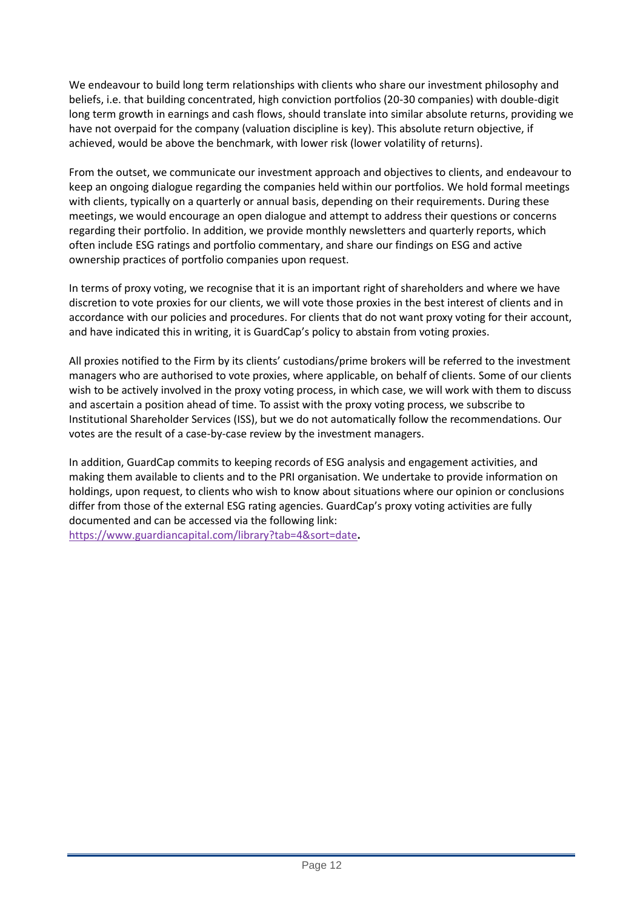We endeavour to build long term relationships with clients who share our investment philosophy and beliefs, i.e. that building concentrated, high conviction portfolios (20-30 companies) with double-digit long term growth in earnings and cash flows, should translate into similar absolute returns, providing we have not overpaid for the company (valuation discipline is key). This absolute return objective, if achieved, would be above the benchmark, with lower risk (lower volatility of returns).

From the outset, we communicate our investment approach and objectives to clients, and endeavour to keep an ongoing dialogue regarding the companies held within our portfolios. We hold formal meetings with clients, typically on a quarterly or annual basis, depending on their requirements. During these meetings, we would encourage an open dialogue and attempt to address their questions or concerns regarding their portfolio. In addition, we provide monthly newsletters and quarterly reports, which often include ESG ratings and portfolio commentary, and share our findings on ESG and active ownership practices of portfolio companies upon request.

In terms of proxy voting, we recognise that it is an important right of shareholders and where we have discretion to vote proxies for our clients, we will vote those proxies in the best interest of clients and in accordance with our policies and procedures. For clients that do not want proxy voting for their account, and have indicated this in writing, it is GuardCap's policy to abstain from voting proxies.

All proxies notified to the Firm by its clients' custodians/prime brokers will be referred to the investment managers who are authorised to vote proxies, where applicable, on behalf of clients. Some of our clients wish to be actively involved in the proxy voting process, in which case, we will work with them to discuss and ascertain a position ahead of time. To assist with the proxy voting process, we subscribe to Institutional Shareholder Services (ISS), but we do not automatically follow the recommendations. Our votes are the result of a case-by-case review by the investment managers.

In addition, GuardCap commits to keeping records of ESG analysis and engagement activities, and making them available to clients and to the PRI organisation. We undertake to provide information on holdings, upon request, to clients who wish to know about situations where our opinion or conclusions differ from those of the external ESG rating agencies. GuardCap's proxy voting activities are fully documented and can be accessed via the following link: [https://www.guardiancapital.com/library?tab=4&sort=date](https://www.guardiancapital.com/library?tab=4&sort=date).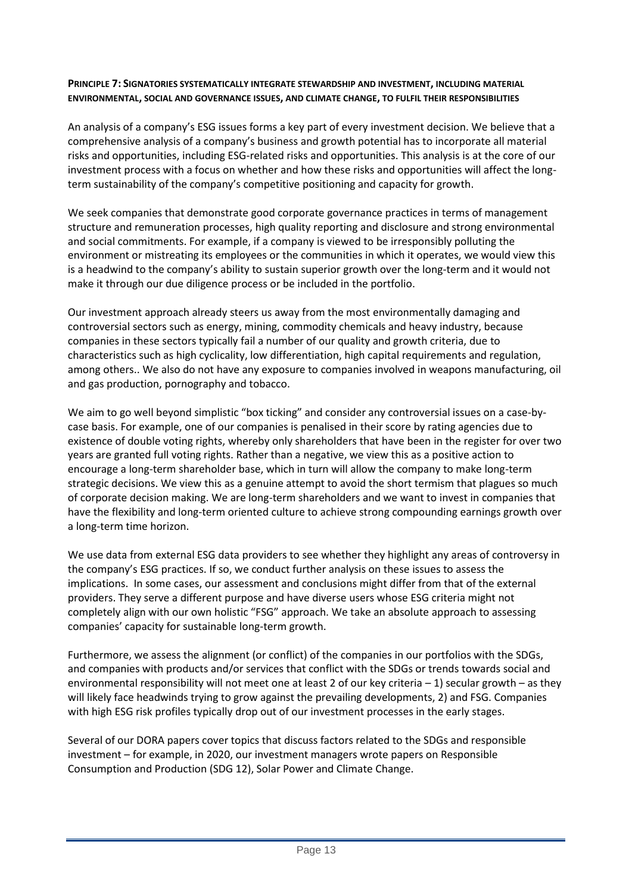**PRINCIPLE 7: SIGNATORIES SYSTEMATICALLY INTEGRATE STEWARDSHIP AND INVESTMENT, INCLUDING MATERIAL ENVIRONMENTAL, SOCIAL AND GOVERNANCE ISSUES, AND CLIMATE CHANGE, TO FULFIL THEIR RESPONSIBILITIES**

An analysis of a company's ESG issues forms a key part of every investment decision. We believe that a comprehensive analysis of a company's business and growth potential has to incorporate all material risks and opportunities, including ESG-related risks and opportunities. This analysis is at the core of our investment process with a focus on whether and how these risks and opportunities will affect the long-term sustainability of the company's competitive positioning and capacity for growth.

We seek companies that demonstrate good corporate governance practices in terms of management structure and remuneration processes, high quality reporting and disclosure and strong environmental and social commitments. For example, if a company is viewed to be irresponsibly polluting the environment or mistreating its employees or the communities in which it operates, we would view this is a headwind to the company's ability to sustain superior growth over the long-term and it would not make it through our due diligence process or be included in the portfolio.

Our investment approach already steers us away from the most environmentally damaging and controversial sectors such as energy, mining, commodity chemicals and heavy industry, because companies in these sectors typically fail a number of our quality and growth criteria, due to characteristics such as high cyclicality, low differentiation, high capital requirements and regulation, among others.. We also do not have any exposure to companies involved in weapons manufacturing, oil and gas production, pornography and tobacco.

We aim to go well beyond simplistic "box ticking" and consider any controversial issues on a case-by-case basis. For example, one of our companies is penalised in their score by rating agencies due to existence of double voting rights, whereby only shareholders that have been in the register for over two years are granted full voting rights. Rather than a negative, we view this as a positive action to encourage a long-term shareholder base, which in turn will allow the company to make long-term strategic decisions. We view this as a genuine attempt to avoid the short termism that plagues so much of corporate decision making. We are long-term shareholders and we want to invest in companies that have the flexibility and long-term oriented culture to achieve strong compounding earnings growth over a long-term time horizon.

We use data from external ESG data providers to see whether they highlight any areas of controversy in the company's ESG practices. If so, we conduct further analysis on these issues to assess the implications. In some cases, our assessment and conclusions might differ from that of the external providers. They serve a different purpose and have diverse users whose ESG criteria might not completely align with our own holistic "FSG" approach. We take an absolute approach to assessing companies' capacity for sustainable long-term growth.

Furthermore, we assess the alignment (or conflict) of the companies in our portfolios with the SDGs, and companies with products and/or services that conflict with the SDGs or trends towards social and environmental responsibility will not meet one at least 2 of our key criteria – 1) secular growth – as they will likely face headwinds trying to grow against the prevailing developments, 2) and FSG. Companies with high ESG risk profiles typically drop out of our investment processes in the early stages.

Several of our DORA papers cover topics that discuss factors related to the SDGs and responsible investment – for example, in 2020, our investment managers wrote papers on Responsible Consumption and Production (SDG 12), Solar Power and Climate Change.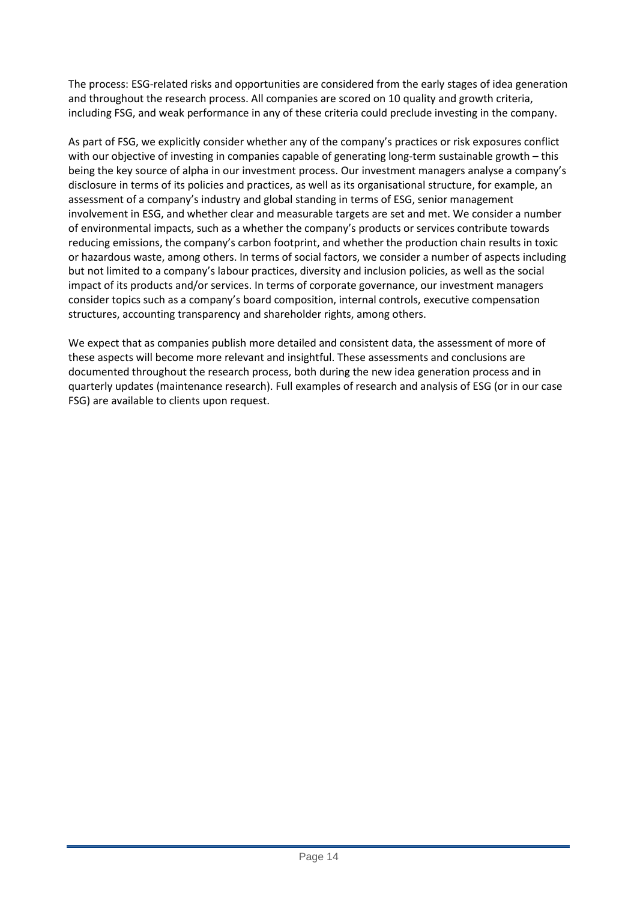The process: ESG-related risks and opportunities are considered from the early stages of idea generation and throughout the research process. All companies are scored on 10 quality and growth criteria, including FSG, and weak performance in any of these criteria could preclude investing in the company.

As part of FSG, we explicitly consider whether any of the company's practices or risk exposures conflict with our objective of investing in companies capable of generating long-term sustainable growth – this being the key source of alpha in our investment process. Our investment managers analyse a company's disclosure in terms of its policies and practices, as well as its organisational structure, for example, an assessment of a company's industry and global standing in terms of ESG, senior management involvement in ESG, and whether clear and measurable targets are set and met. We consider a number of environmental impacts, such as a whether the company's products or services contribute towards reducing emissions, the company's carbon footprint, and whether the production chain results in toxic or hazardous waste, among others. In terms of social factors, we consider a number of aspects including but not limited to a company's labour practices, diversity and inclusion policies, as well as the social impact of its products and/or services. In terms of corporate governance, our investment managers consider topics such as a company's board composition, internal controls, executive compensation structures, accounting transparency and shareholder rights, among others.

We expect that as companies publish more detailed and consistent data, the assessment of more of these aspects will become more relevant and insightful. These assessments and conclusions are documented throughout the research process, both during the new idea generation process and in quarterly updates (maintenance research). Full examples of research and analysis of ESG (or in our case FSG) are available to clients upon request.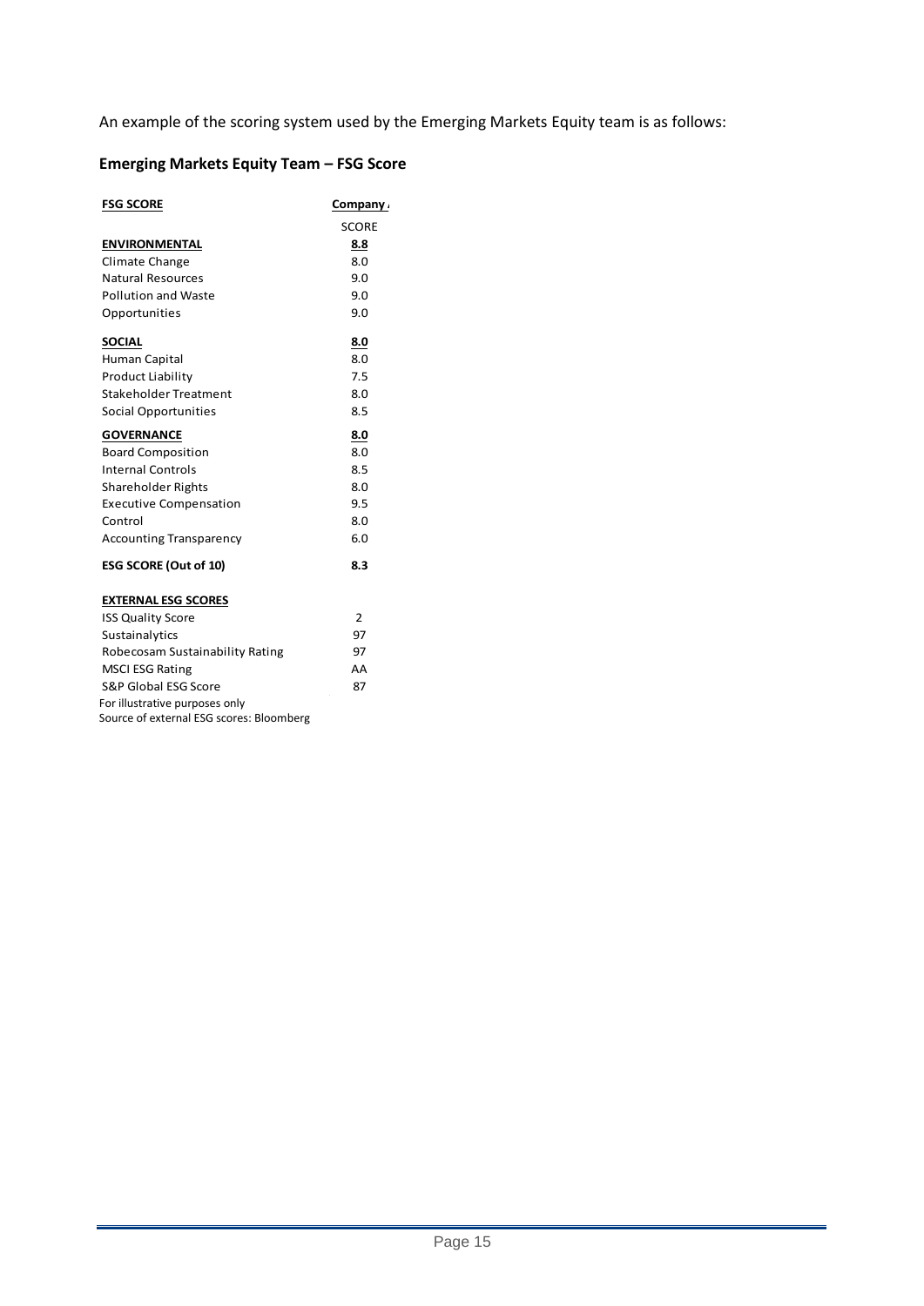An example of the scoring system used by the Emerging Markets Equity team is as follows:

### Emerging Markets Equity Team – FSG Score

| **FSG SCORE** | **Company** |
|---|---|
| | SCORE |
| **ENVIRONMENTAL** | **8.8** |
| Climate Change | 8.0 |
| Natural Resources | 9.0 |
| Pollution and Waste | 9.0 |
| Opportunities | 9.0 |
| **SOCIAL** | **8.0** |
| Human Capital | 8.0 |
| Product Liability | 7.5 |
| Stakeholder Treatment | 8.0 |
| Social Opportunities | 8.5 |
| **GOVERNANCE** | **8.0** |
| Board Composition | 8.0 |
| Internal Controls | 8.5 |
| Shareholder Rights | 8.0 |
| Executive Compensation | 9.5 |
| Control | 8.0 |
| Accounting Transparency | 6.0 |
| **ESG SCORE (Out of 10)** | **8.3** |
| **EXTERNAL ESG SCORES** | |
| ISS Quality Score | 2 |
| Sustainalytics | 97 |
| Robecosam Sustainability Rating | 97 |
| MSCI ESG Rating | AA |
| S&P Global ESG Score | 87 |

For illustrative purposes only

Source of external ESG scores: Bloomberg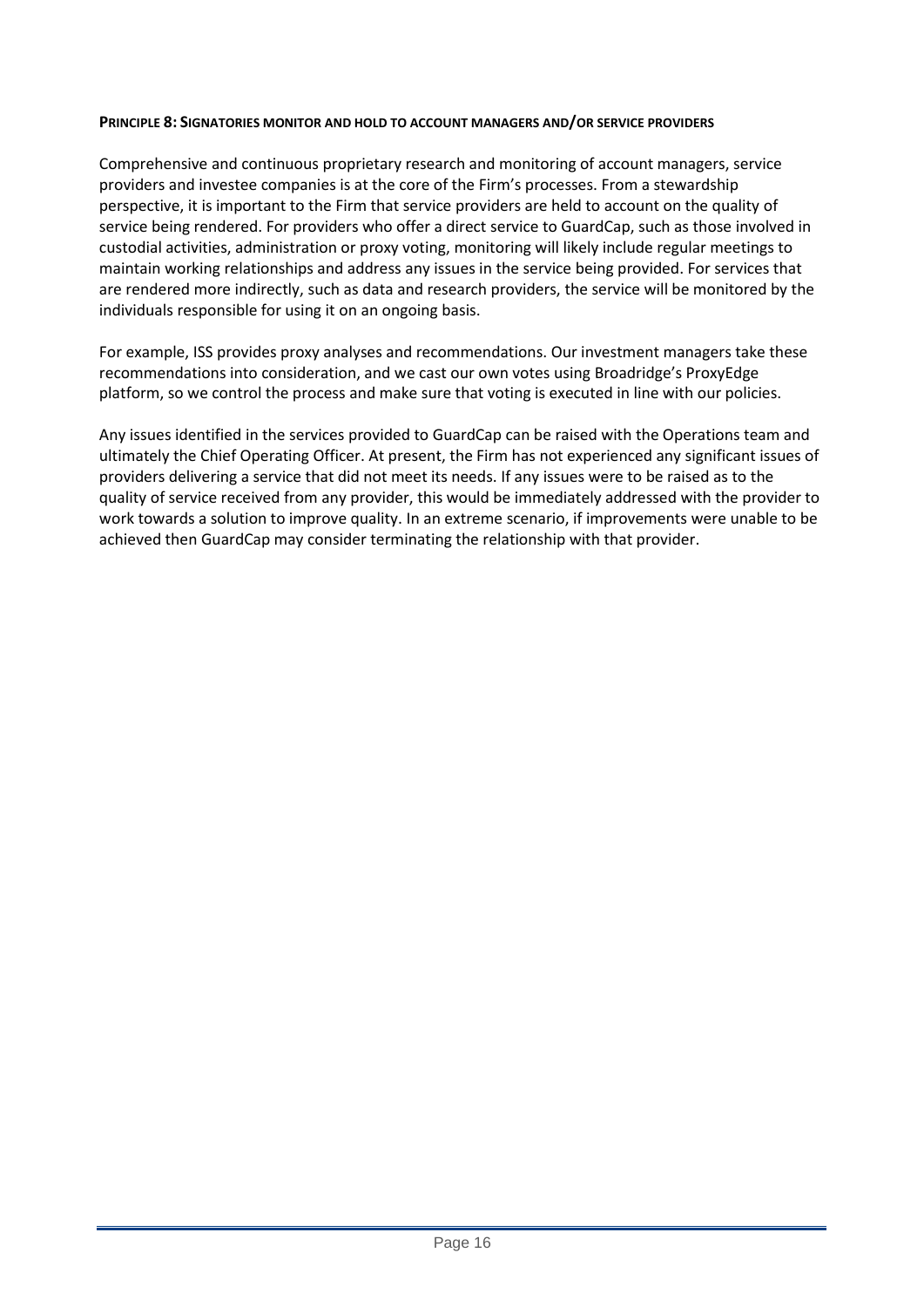**PRINCIPLE 8: SIGNATORIES MONITOR AND HOLD TO ACCOUNT MANAGERS AND/OR SERVICE PROVIDERS**

Comprehensive and continuous proprietary research and monitoring of account managers, service providers and investee companies is at the core of the Firm's processes. From a stewardship perspective, it is important to the Firm that service providers are held to account on the quality of service being rendered. For providers who offer a direct service to GuardCap, such as those involved in custodial activities, administration or proxy voting, monitoring will likely include regular meetings to maintain working relationships and address any issues in the service being provided. For services that are rendered more indirectly, such as data and research providers, the service will be monitored by the individuals responsible for using it on an ongoing basis.

For example, ISS provides proxy analyses and recommendations. Our investment managers take these recommendations into consideration, and we cast our own votes using Broadridge's ProxyEdge platform, so we control the process and make sure that voting is executed in line with our policies.

Any issues identified in the services provided to GuardCap can be raised with the Operations team and ultimately the Chief Operating Officer. At present, the Firm has not experienced any significant issues of providers delivering a service that did not meet its needs. If any issues were to be raised as to the quality of service received from any provider, this would be immediately addressed with the provider to work towards a solution to improve quality. In an extreme scenario, if improvements were unable to be achieved then GuardCap may consider terminating the relationship with that provider.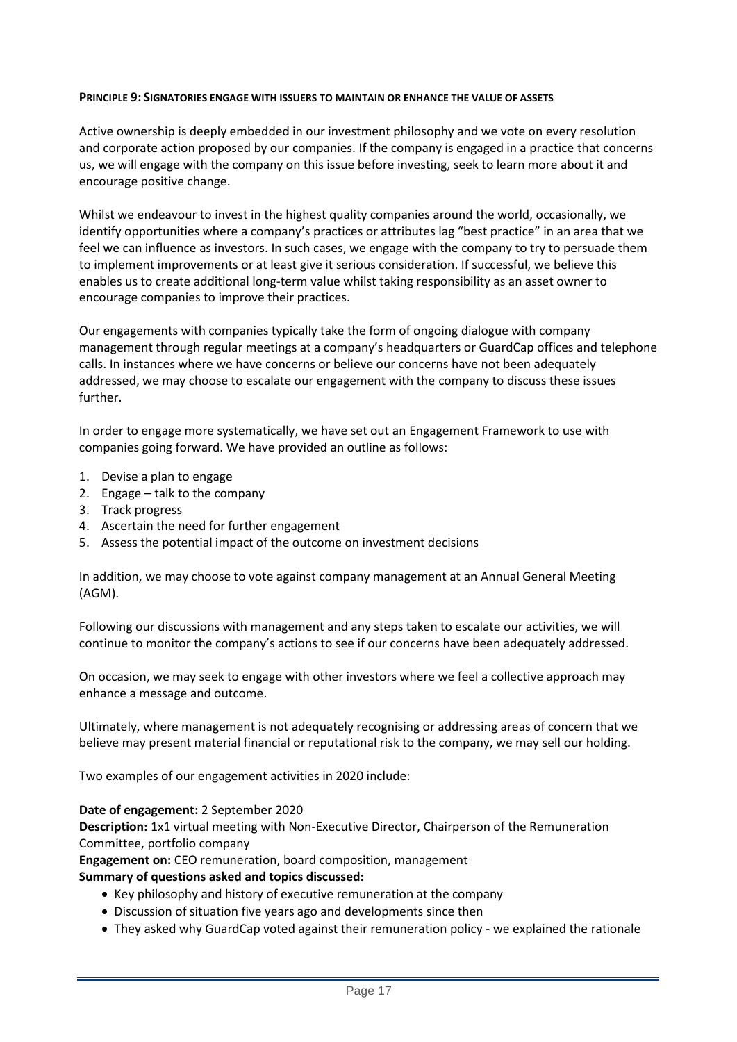**PRINCIPLE 9: SIGNATORIES ENGAGE WITH ISSUERS TO MAINTAIN OR ENHANCE THE VALUE OF ASSETS**

Active ownership is deeply embedded in our investment philosophy and we vote on every resolution and corporate action proposed by our companies. If the company is engaged in a practice that concerns us, we will engage with the company on this issue before investing, seek to learn more about it and encourage positive change.

Whilst we endeavour to invest in the highest quality companies around the world, occasionally, we identify opportunities where a company's practices or attributes lag "best practice" in an area that we feel we can influence as investors. In such cases, we engage with the company to try to persuade them to implement improvements or at least give it serious consideration. If successful, we believe this enables us to create additional long-term value whilst taking responsibility as an asset owner to encourage companies to improve their practices.

Our engagements with companies typically take the form of ongoing dialogue with company management through regular meetings at a company's headquarters or GuardCap offices and telephone calls. In instances where we have concerns or believe our concerns have not been adequately addressed, we may choose to escalate our engagement with the company to discuss these issues further.

In order to engage more systematically, we have set out an Engagement Framework to use with companies going forward. We have provided an outline as follows:

1. Devise a plan to engage
2. Engage – talk to the company
3. Track progress
4. Ascertain the need for further engagement
5. Assess the potential impact of the outcome on investment decisions

In addition, we may choose to vote against company management at an Annual General Meeting (AGM).

Following our discussions with management and any steps taken to escalate our activities, we will continue to monitor the company's actions to see if our concerns have been adequately addressed.

On occasion, we may seek to engage with other investors where we feel a collective approach may enhance a message and outcome.

Ultimately, where management is not adequately recognising or addressing areas of concern that we believe may present material financial or reputational risk to the company, we may sell our holding.

Two examples of our engagement activities in 2020 include:

**Date of engagement:** 2 September 2020
**Description:** 1x1 virtual meeting with Non-Executive Director, Chairperson of the Remuneration Committee, portfolio company
**Engagement on:** CEO remuneration, board composition, management
**Summary of questions asked and topics discussed:**

- Key philosophy and history of executive remuneration at the company
- Discussion of situation five years ago and developments since then
- They asked why GuardCap voted against their remuneration policy - we explained the rationale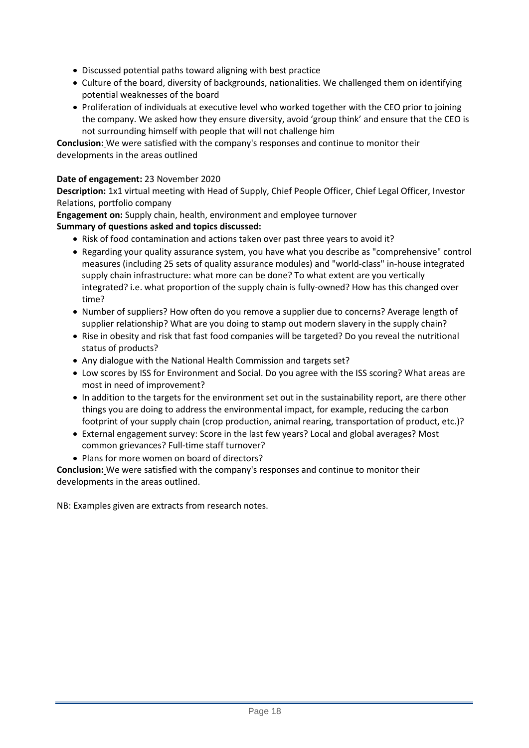- Discussed potential paths toward aligning with best practice
- Culture of the board, diversity of backgrounds, nationalities. We challenged them on identifying potential weaknesses of the board
- Proliferation of individuals at executive level who worked together with the CEO prior to joining the company. We asked how they ensure diversity, avoid 'group think' and ensure that the CEO is not surrounding himself with people that will not challenge him

**Conclusion:** We were satisfied with the company's responses and continue to monitor their developments in the areas outlined

**Date of engagement:** 23 November 2020

**Description:** 1x1 virtual meeting with Head of Supply, Chief People Officer, Chief Legal Officer, Investor Relations, portfolio company

**Engagement on:** Supply chain, health, environment and employee turnover

**Summary of questions asked and topics discussed:**

- Risk of food contamination and actions taken over past three years to avoid it?
- Regarding your quality assurance system, you have what you describe as "comprehensive" control measures (including 25 sets of quality assurance modules) and "world-class" in-house integrated supply chain infrastructure: what more can be done? To what extent are you vertically integrated? i.e. what proportion of the supply chain is fully-owned? How has this changed over time?
- Number of suppliers? How often do you remove a supplier due to concerns? Average length of supplier relationship? What are you doing to stamp out modern slavery in the supply chain?
- Rise in obesity and risk that fast food companies will be targeted? Do you reveal the nutritional status of products?
- Any dialogue with the National Health Commission and targets set?
- Low scores by ISS for Environment and Social. Do you agree with the ISS scoring? What areas are most in need of improvement?
- In addition to the targets for the environment set out in the sustainability report, are there other things you are doing to address the environmental impact, for example, reducing the carbon footprint of your supply chain (crop production, animal rearing, transportation of product, etc.)?
- External engagement survey: Score in the last few years? Local and global averages? Most common grievances? Full-time staff turnover?
- Plans for more women on board of directors?

**Conclusion:** We were satisfied with the company's responses and continue to monitor their developments in the areas outlined.

NB: Examples given are extracts from research notes.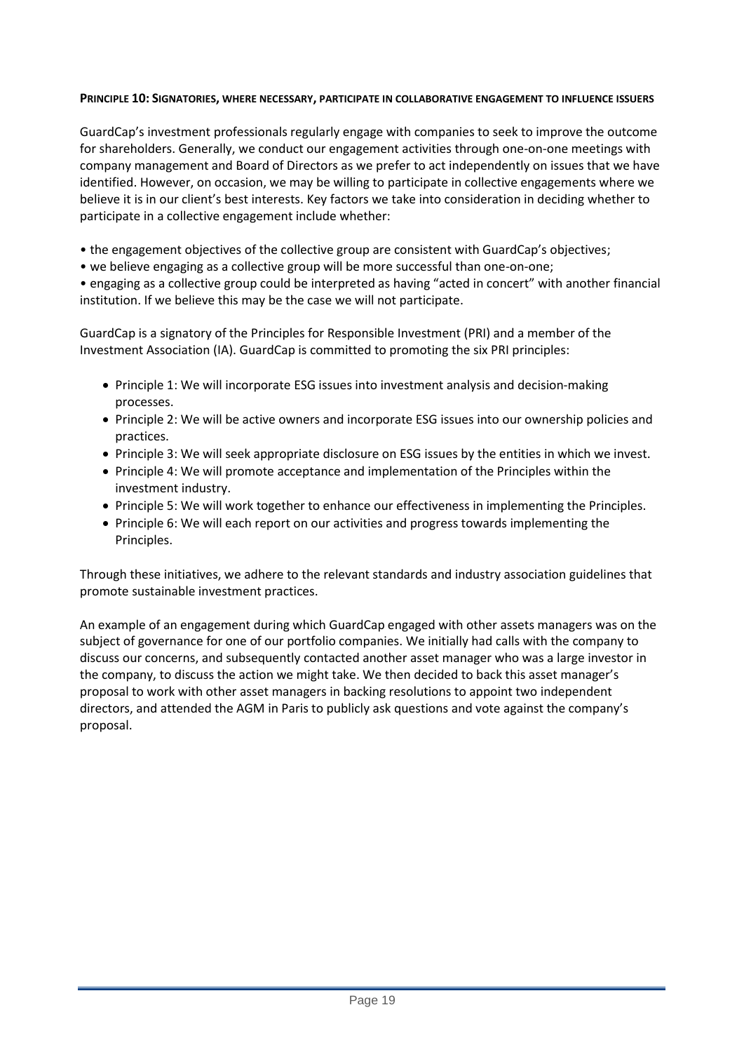**PRINCIPLE 10: SIGNATORIES, WHERE NECESSARY, PARTICIPATE IN COLLABORATIVE ENGAGEMENT TO INFLUENCE ISSUERS**

GuardCap's investment professionals regularly engage with companies to seek to improve the outcome for shareholders. Generally, we conduct our engagement activities through one-on-one meetings with company management and Board of Directors as we prefer to act independently on issues that we have identified. However, on occasion, we may be willing to participate in collective engagements where we believe it is in our client's best interests. Key factors we take into consideration in deciding whether to participate in a collective engagement include whether:

- the engagement objectives of the collective group are consistent with GuardCap's objectives;
- we believe engaging as a collective group will be more successful than one-on-one;
- engaging as a collective group could be interpreted as having "acted in concert" with another financial institution. If we believe this may be the case we will not participate.

GuardCap is a signatory of the Principles for Responsible Investment (PRI) and a member of the Investment Association (IA). GuardCap is committed to promoting the six PRI principles:

- Principle 1: We will incorporate ESG issues into investment analysis and decision-making processes.
- Principle 2: We will be active owners and incorporate ESG issues into our ownership policies and practices.
- Principle 3: We will seek appropriate disclosure on ESG issues by the entities in which we invest.
- Principle 4: We will promote acceptance and implementation of the Principles within the investment industry.
- Principle 5: We will work together to enhance our effectiveness in implementing the Principles.
- Principle 6: We will each report on our activities and progress towards implementing the Principles.

Through these initiatives, we adhere to the relevant standards and industry association guidelines that promote sustainable investment practices.

An example of an engagement during which GuardCap engaged with other assets managers was on the subject of governance for one of our portfolio companies. We initially had calls with the company to discuss our concerns, and subsequently contacted another asset manager who was a large investor in the company, to discuss the action we might take. We then decided to back this asset manager's proposal to work with other asset managers in backing resolutions to appoint two independent directors, and attended the AGM in Paris to publicly ask questions and vote against the company's proposal.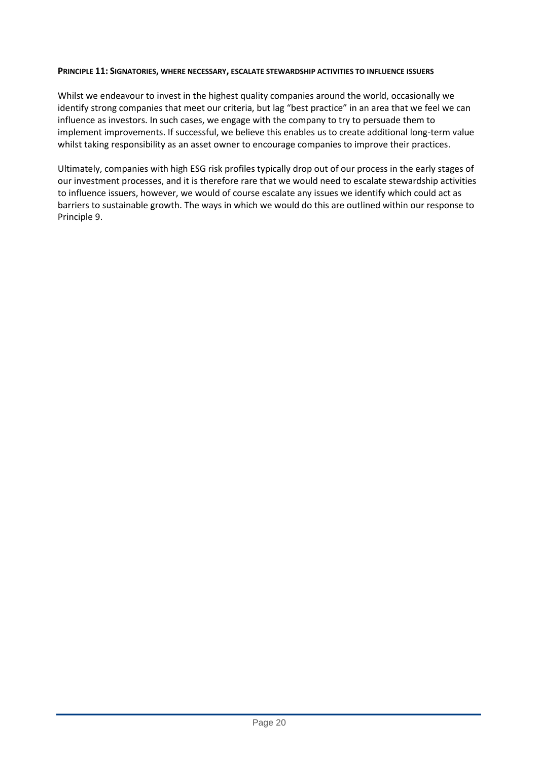**PRINCIPLE 11: SIGNATORIES, WHERE NECESSARY, ESCALATE STEWARDSHIP ACTIVITIES TO INFLUENCE ISSUERS**

Whilst we endeavour to invest in the highest quality companies around the world, occasionally we identify strong companies that meet our criteria, but lag "best practice" in an area that we feel we can influence as investors. In such cases, we engage with the company to try to persuade them to implement improvements. If successful, we believe this enables us to create additional long-term value whilst taking responsibility as an asset owner to encourage companies to improve their practices.

Ultimately, companies with high ESG risk profiles typically drop out of our process in the early stages of our investment processes, and it is therefore rare that we would need to escalate stewardship activities to influence issuers, however, we would of course escalate any issues we identify which could act as barriers to sustainable growth. The ways in which we would do this are outlined within our response to Principle 9.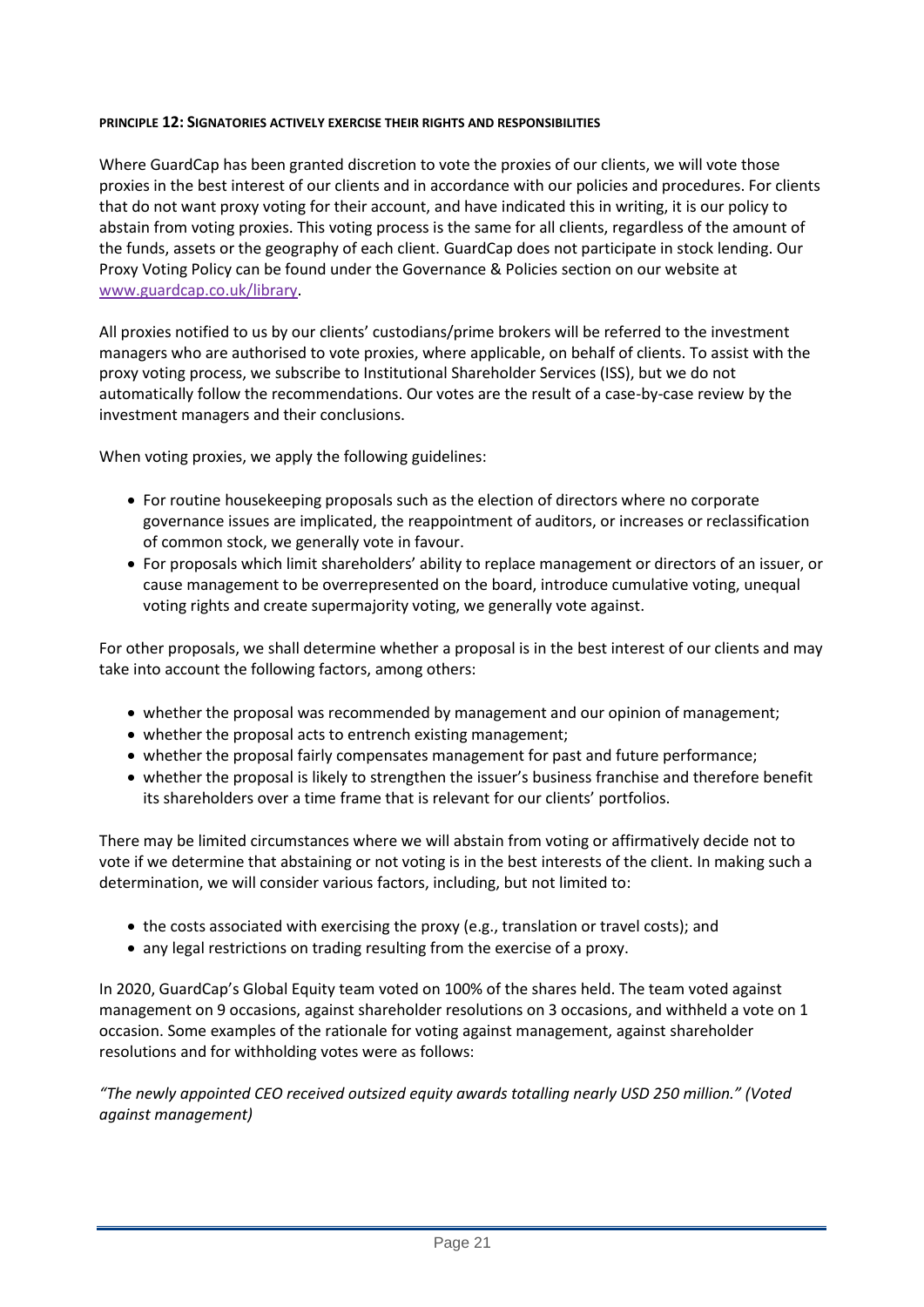#### PRINCIPLE 12: SIGNATORIES ACTIVELY EXERCISE THEIR RIGHTS AND RESPONSIBILITIES

Where GuardCap has been granted discretion to vote the proxies of our clients, we will vote those proxies in the best interest of our clients and in accordance with our policies and procedures. For clients that do not want proxy voting for their account, and have indicated this in writing, it is our policy to abstain from voting proxies. This voting process is the same for all clients, regardless of the amount of the funds, assets or the geography of each client. GuardCap does not participate in stock lending. Our Proxy Voting Policy can be found under the Governance & Policies section on our website at [www.guardcap.co.uk/library](www.guardcap.co.uk/library).

All proxies notified to us by our clients' custodians/prime brokers will be referred to the investment managers who are authorised to vote proxies, where applicable, on behalf of clients. To assist with the proxy voting process, we subscribe to Institutional Shareholder Services (ISS), but we do not automatically follow the recommendations. Our votes are the result of a case-by-case review by the investment managers and their conclusions.

When voting proxies, we apply the following guidelines:

- For routine housekeeping proposals such as the election of directors where no corporate governance issues are implicated, the reappointment of auditors, or increases or reclassification of common stock, we generally vote in favour.
- For proposals which limit shareholders' ability to replace management or directors of an issuer, or cause management to be overrepresented on the board, introduce cumulative voting, unequal voting rights and create supermajority voting, we generally vote against.

For other proposals, we shall determine whether a proposal is in the best interest of our clients and may take into account the following factors, among others:

- whether the proposal was recommended by management and our opinion of management;
- whether the proposal acts to entrench existing management;
- whether the proposal fairly compensates management for past and future performance;
- whether the proposal is likely to strengthen the issuer's business franchise and therefore benefit its shareholders over a time frame that is relevant for our clients' portfolios.

There may be limited circumstances where we will abstain from voting or affirmatively decide not to vote if we determine that abstaining or not voting is in the best interests of the client. In making such a determination, we will consider various factors, including, but not limited to:

- the costs associated with exercising the proxy (e.g., translation or travel costs); and
- any legal restrictions on trading resulting from the exercise of a proxy.

In 2020, GuardCap's Global Equity team voted on 100% of the shares held. The team voted against management on 9 occasions, against shareholder resolutions on 3 occasions, and withheld a vote on 1 occasion. Some examples of the rationale for voting against management, against shareholder resolutions and for withholding votes were as follows:

*"The newly appointed CEO received outsized equity awards totalling nearly USD 250 million." (Voted against management)*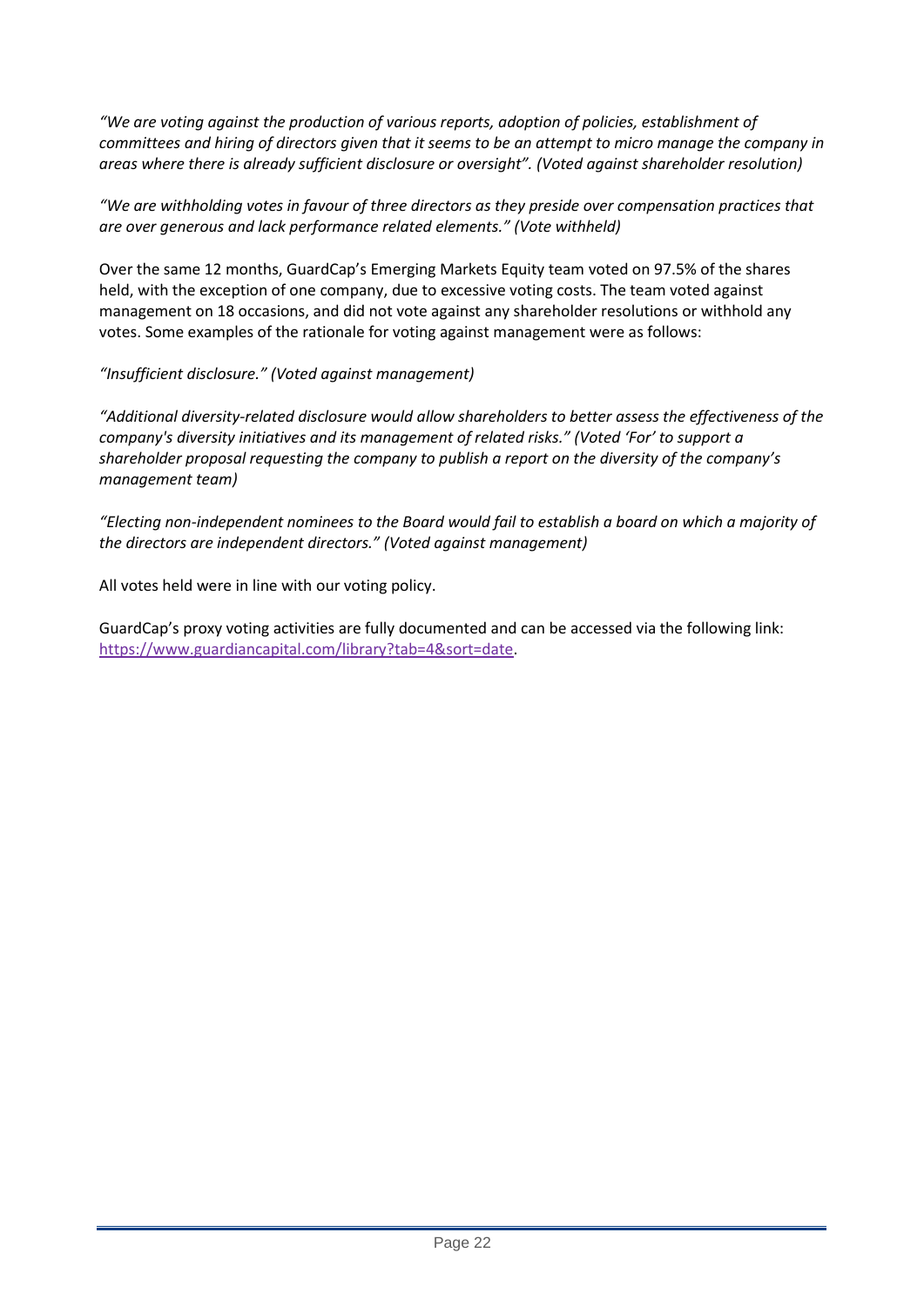*"We are voting against the production of various reports, adoption of policies, establishment of committees and hiring of directors given that it seems to be an attempt to micro manage the company in areas where there is already sufficient disclosure or oversight". (Voted against shareholder resolution)*

*"We are withholding votes in favour of three directors as they preside over compensation practices that are over generous and lack performance related elements." (Vote withheld)*

Over the same 12 months, GuardCap's Emerging Markets Equity team voted on 97.5% of the shares held, with the exception of one company, due to excessive voting costs. The team voted against management on 18 occasions, and did not vote against any shareholder resolutions or withhold any votes. Some examples of the rationale for voting against management were as follows:

*"Insufficient disclosure." (Voted against management)*

*"Additional diversity-related disclosure would allow shareholders to better assess the effectiveness of the company's diversity initiatives and its management of related risks." (Voted 'For' to support a shareholder proposal requesting the company to publish a report on the diversity of the company's management team)*

*"Electing non-independent nominees to the Board would fail to establish a board on which a majority of the directors are independent directors." (Voted against management)*

All votes held were in line with our voting policy.

GuardCap's proxy voting activities are fully documented and can be accessed via the following link: [https://www.guardiancapital.com/library?tab=4&sort=date](https://www.guardiancapital.com/library?tab=4&sort=date).